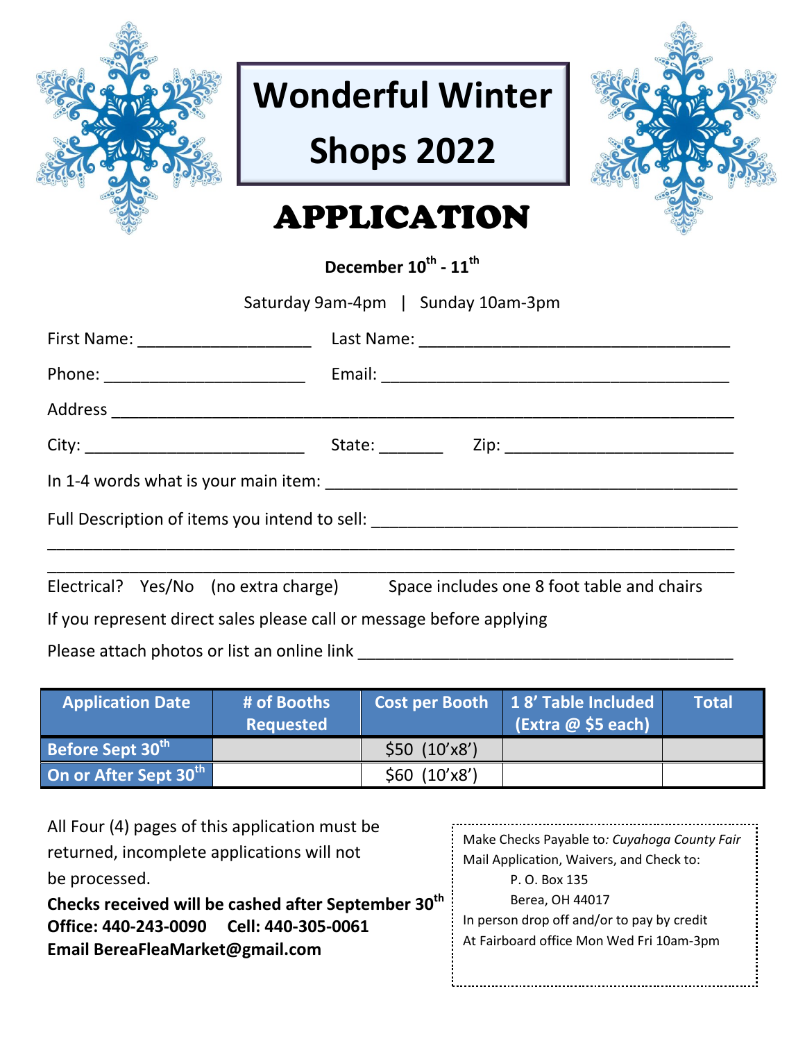# Wonderful Winter Shops 2022

# APPLICATION

**December 10th - 11th**

Saturday 9am-4pm | Sunday 10am-3pm

First Name: ___________________ Last Name: _________________________________

Phone: ______________________ Email: ______________________________________

Address ____________________________________________________________________

City: ________________________ State: _______ Zip: _________________________

In 1-4 words what is your main item: _____________________________________________

Full Description of items you intend to sell: ________________________________________

___________________________________________________________________________

___________________________________________________________________________

Electrical? Yes/No (no extra charge) Space includes one 8 foot table and chairs

If you represent direct sales please call or message before applying

Please attach photos or list an online link ________________________________________

| Application Date | # of Booths Requested | Cost per Booth | 1 8' Table Included (Extra @ $5 each) | Total |
|---|---|---|---|---|
| Before Sept 30th | | $50 (10'x8') | | |
| On or After Sept 30th | | $60 (10'x8') | | |

All Four (4) pages of this application must be returned, incomplete applications will not be processed.

**Checks received will be cashed after September 30th**
**Office: 440-243-0090 Cell: 440-305-0061**
**Email BereaFleaMarket@gmail.com**

Make Checks Payable to*: Cuyahoga County Fair*
Mail Application, Waivers, and Check to:
P. O. Box 135
Berea, OH 44017
In person drop off and/or to pay by credit
At Fairboard office Mon Wed Fri 10am-3pm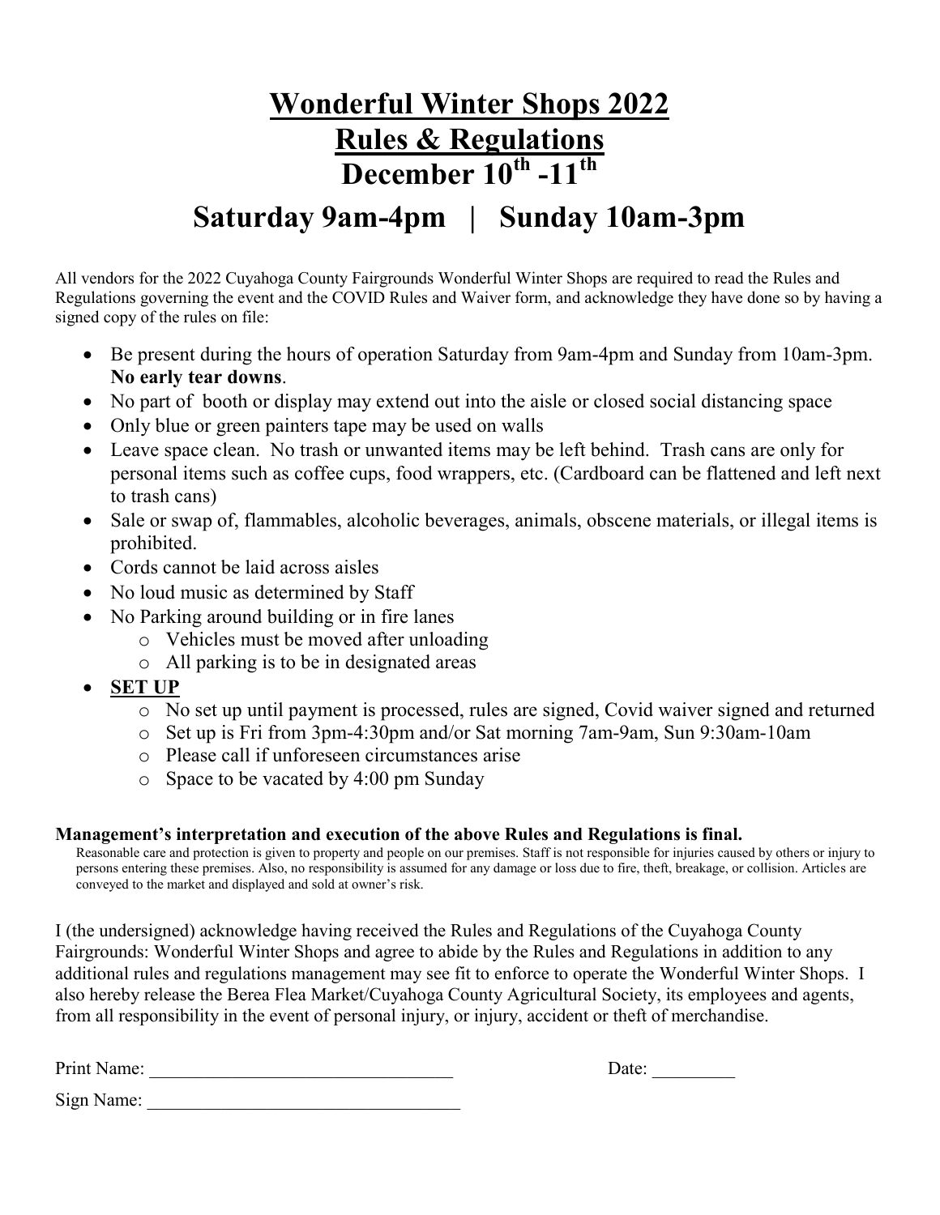# Wonderful Winter Shops 2022
# Rules & Regulations
# December 10th -11th

## Saturday 9am-4pm | Sunday 10am-3pm

All vendors for the 2022 Cuyahoga County Fairgrounds Wonderful Winter Shops are required to read the Rules and Regulations governing the event and the COVID Rules and Waiver form, and acknowledge they have done so by having a signed copy of the rules on file:

- Be present during the hours of operation Saturday from 9am-4pm and Sunday from 10am-3pm. **No early tear downs**.
- No part of booth or display may extend out into the aisle or closed social distancing space
- Only blue or green painters tape may be used on walls
- Leave space clean. No trash or unwanted items may be left behind. Trash cans are only for personal items such as coffee cups, food wrappers, etc. (Cardboard can be flattened and left next to trash cans)
- Sale or swap of, flammables, alcoholic beverages, animals, obscene materials, or illegal items is prohibited.
- Cords cannot be laid across aisles
- No loud music as determined by Staff
- No Parking around building or in fire lanes
  - Vehicles must be moved after unloading
  - All parking is to be in designated areas
- **SET UP**
  - No set up until payment is processed, rules are signed, Covid waiver signed and returned
  - Set up is Fri from 3pm-4:30pm and/or Sat morning 7am-9am, Sun 9:30am-10am
  - Please call if unforeseen circumstances arise
  - Space to be vacated by 4:00 pm Sunday

**Management's interpretation and execution of the above Rules and Regulations is final.**

Reasonable care and protection is given to property and people on our premises. Staff is not responsible for injuries caused by others or injury to persons entering these premises. Also, no responsibility is assumed for any damage or loss due to fire, theft, breakage, or collision. Articles are conveyed to the market and displayed and sold at owner's risk.

I (the undersigned) acknowledge having received the Rules and Regulations of the Cuyahoga County Fairgrounds: Wonderful Winter Shops and agree to abide by the Rules and Regulations in addition to any additional rules and regulations management may see fit to enforce to operate the Wonderful Winter Shops. I also hereby release the Berea Flea Market/Cuyahoga County Agricultural Society, its employees and agents, from all responsibility in the event of personal injury, or injury, accident or theft of merchandise.

Print Name: ________________________________ Date: _________

Sign Name: ________________________________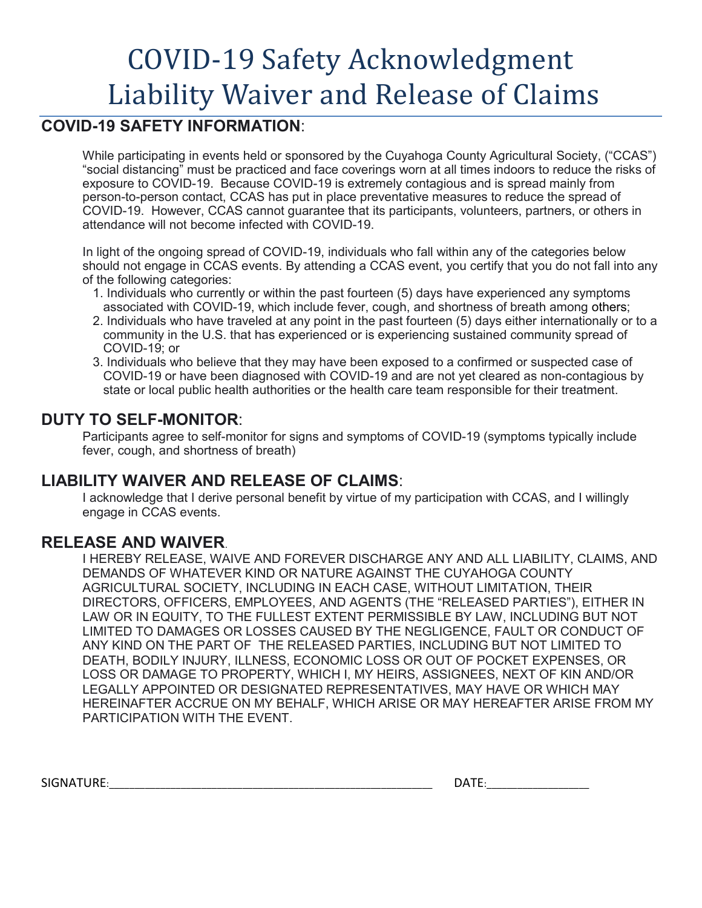# COVID-19 Safety Acknowledgment Liability Waiver and Release of Claims

## COVID-19 SAFETY INFORMATION:

While participating in events held or sponsored by the Cuyahoga County Agricultural Society, ("CCAS") "social distancing" must be practiced and face coverings worn at all times indoors to reduce the risks of exposure to COVID-19. Because COVID-19 is extremely contagious and is spread mainly from person-to-person contact, CCAS has put in place preventative measures to reduce the spread of COVID-19. However, CCAS cannot guarantee that its participants, volunteers, partners, or others in attendance will not become infected with COVID-19.

In light of the ongoing spread of COVID-19, individuals who fall within any of the categories below should not engage in CCAS events. By attending a CCAS event, you certify that you do not fall into any of the following categories:

1. Individuals who currently or within the past fourteen (5) days have experienced any symptoms associated with COVID-19, which include fever, cough, and shortness of breath among others;
2. Individuals who have traveled at any point in the past fourteen (5) days either internationally or to a community in the U.S. that has experienced or is experiencing sustained community spread of COVID-19; or
3. Individuals who believe that they may have been exposed to a confirmed or suspected case of COVID-19 or have been diagnosed with COVID-19 and are not yet cleared as non-contagious by state or local public health authorities or the health care team responsible for their treatment.

## DUTY TO SELF-MONITOR:

Participants agree to self-monitor for signs and symptoms of COVID-19 (symptoms typically include fever, cough, and shortness of breath)

## LIABILITY WAIVER AND RELEASE OF CLAIMS:

I acknowledge that I derive personal benefit by virtue of my participation with CCAS, and I willingly engage in CCAS events.

## RELEASE AND WAIVER.

I HEREBY RELEASE, WAIVE AND FOREVER DISCHARGE ANY AND ALL LIABILITY, CLAIMS, AND DEMANDS OF WHATEVER KIND OR NATURE AGAINST THE CUYAHOGA COUNTY AGRICULTURAL SOCIETY, INCLUDING IN EACH CASE, WITHOUT LIMITATION, THEIR DIRECTORS, OFFICERS, EMPLOYEES, AND AGENTS (THE "RELEASED PARTIES"), EITHER IN LAW OR IN EQUITY, TO THE FULLEST EXTENT PERMISSIBLE BY LAW, INCLUDING BUT NOT LIMITED TO DAMAGES OR LOSSES CAUSED BY THE NEGLIGENCE, FAULT OR CONDUCT OF ANY KIND ON THE PART OF THE RELEASED PARTIES, INCLUDING BUT NOT LIMITED TO DEATH, BODILY INJURY, ILLNESS, ECONOMIC LOSS OR OUT OF POCKET EXPENSES, OR LOSS OR DAMAGE TO PROPERTY, WHICH I, MY HEIRS, ASSIGNEES, NEXT OF KIN AND/OR LEGALLY APPOINTED OR DESIGNATED REPRESENTATIVES, MAY HAVE OR WHICH MAY HEREINAFTER ACCRUE ON MY BEHALF, WHICH ARISE OR MAY HEREAFTER ARISE FROM MY PARTICIPATION WITH THE EVENT.

SIGNATURE:_____________________________________________ DATE:______________